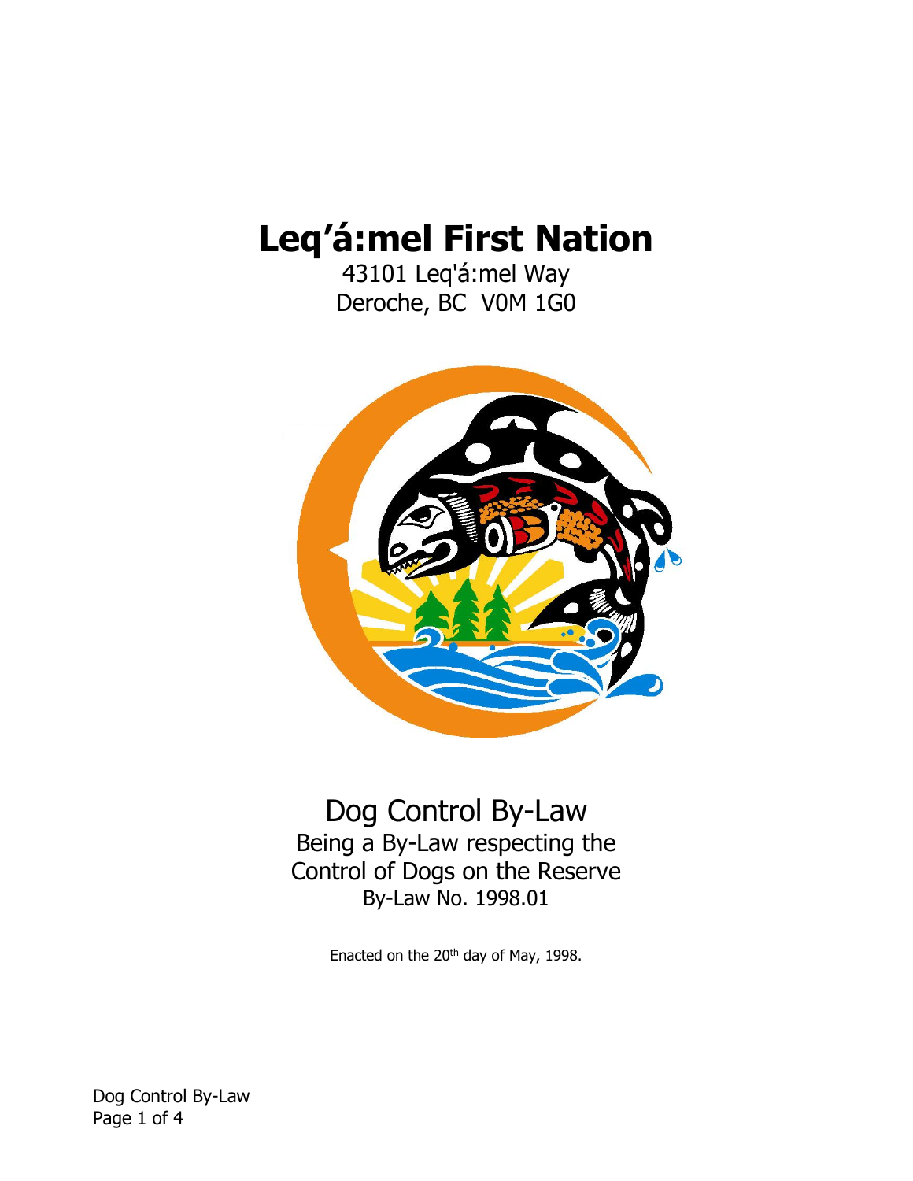# Leq'á:mel First Nation

43101 Leq'á:mel Way
Deroche, BC V0M 1G0

## Dog Control By-Law

Being a By-Law respecting the Control of Dogs on the Reserve

By-Law No. 1998.01

Enacted on the 20th day of May, 1998.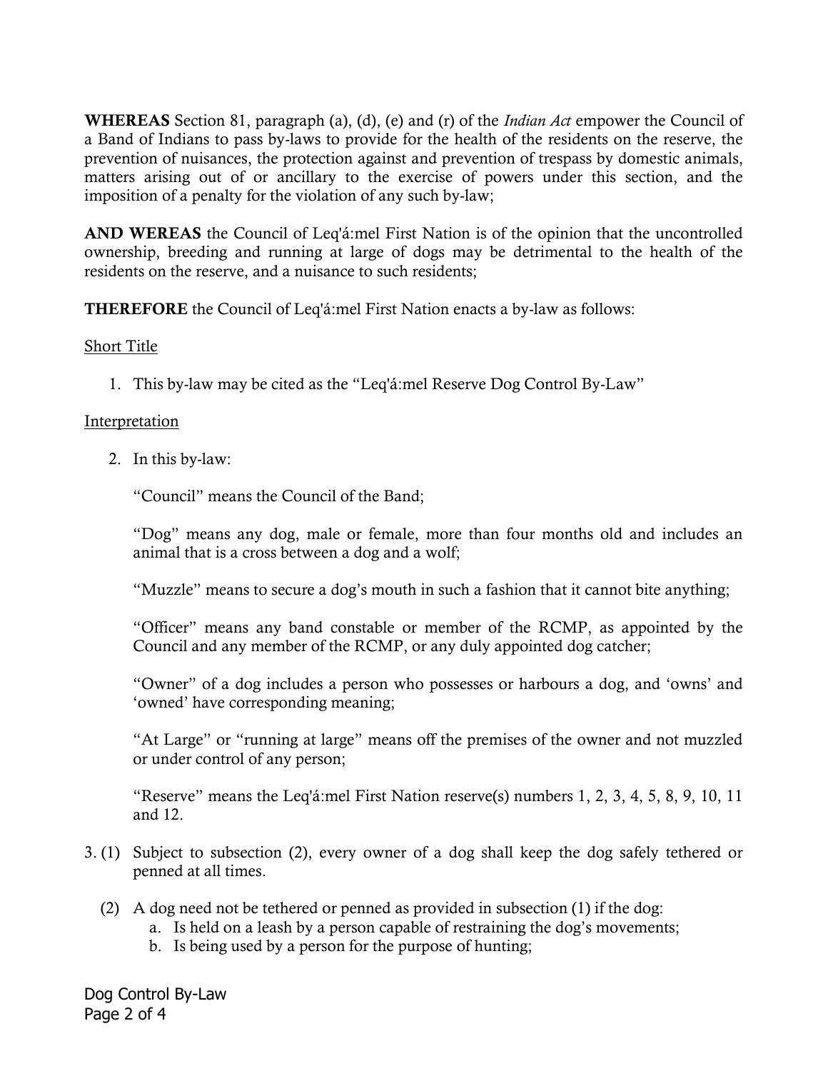**WHEREAS** Section 81, paragraph (a), (d), (e) and (r) of the *Indian Act* empower the Council of a Band of Indians to pass by-laws to provide for the health of the residents on the reserve, the prevention of nuisances, the protection against and prevention of trespass by domestic animals, matters arising out of or ancillary to the exercise of powers under this section, and the imposition of a penalty for the violation of any such by-law;

**AND WEREAS** the Council of Leq'á:mel First Nation is of the opinion that the uncontrolled ownership, breeding and running at large of dogs may be detrimental to the health of the residents on the reserve, and a nuisance to such residents;

**THEREFORE** the Council of Leq'á:mel First Nation enacts a by-law as follows:

<u>Short Title</u>

1. This by-law may be cited as the "Leq'á:mel Reserve Dog Control By-Law"

<u>Interpretation</u>

2. In this by-law:

   "Council" means the Council of the Band;

   "Dog" means any dog, male or female, more than four months old and includes an animal that is a cross between a dog and a wolf;

   "Muzzle" means to secure a dog's mouth in such a fashion that it cannot bite anything;

   "Officer" means any band constable or member of the RCMP, as appointed by the Council and any member of the RCMP, or any duly appointed dog catcher;

   "Owner" of a dog includes a person who possesses or harbours a dog, and 'owns' and 'owned' have corresponding meaning;

   "At Large" or "running at large" means off the premises of the owner and not muzzled or under control of any person;

   "Reserve" means the Leq'á:mel First Nation reserve(s) numbers 1, 2, 3, 4, 5, 8, 9, 10, 11 and 12.

3. (1) Subject to subsection (2), every owner of a dog shall keep the dog safely tethered or penned at all times.

   (2) A dog need not be tethered or penned as provided in subsection (1) if the dog:
   
   a. Is held on a leash by a person capable of restraining the dog's movements;
   b. Is being used by a person for the purpose of hunting;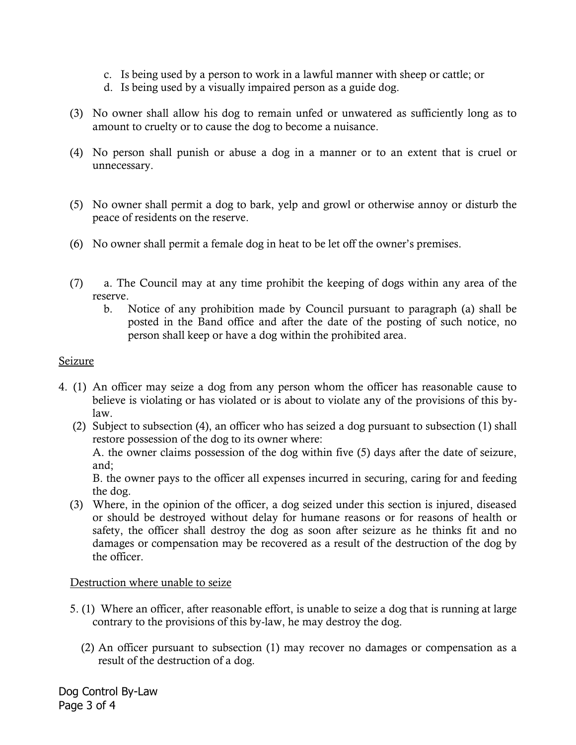c. Is being used by a person to work in a lawful manner with sheep or cattle; or
d. Is being used by a visually impaired person as a guide dog.

(3) No owner shall allow his dog to remain unfed or unwatered as sufficiently long as to amount to cruelty or to cause the dog to become a nuisance.

(4) No person shall punish or abuse a dog in a manner or to an extent that is cruel or unnecessary.

(5) No owner shall permit a dog to bark, yelp and growl or otherwise annoy or disturb the peace of residents on the reserve.

(6) No owner shall permit a female dog in heat to be let off the owner's premises.

(7) a. The Council may at any time prohibit the keeping of dogs within any area of the reserve.
b. Notice of any prohibition made by Council pursuant to paragraph (a) shall be posted in the Band office and after the date of the posting of such notice, no person shall keep or have a dog within the prohibited area.

<u>Seizure</u>

4. (1) An officer may seize a dog from any person whom the officer has reasonable cause to believe is violating or has violated or is about to violate any of the provisions of this by-law.
(2) Subject to subsection (4), an officer who has seized a dog pursuant to subsection (1) shall restore possession of the dog to its owner where:
A. the owner claims possession of the dog within five (5) days after the date of seizure, and;
B. the owner pays to the officer all expenses incurred in securing, caring for and feeding the dog.
(3) Where, in the opinion of the officer, a dog seized under this section is injured, diseased or should be destroyed without delay for humane reasons or for reasons of health or safety, the officer shall destroy the dog as soon after seizure as he thinks fit and no damages or compensation may be recovered as a result of the destruction of the dog by the officer.

<u>Destruction where unable to seize</u>

5. (1) Where an officer, after reasonable effort, is unable to seize a dog that is running at large contrary to the provisions of this by-law, he may destroy the dog.

(2) An officer pursuant to subsection (1) may recover no damages or compensation as a result of the destruction of a dog.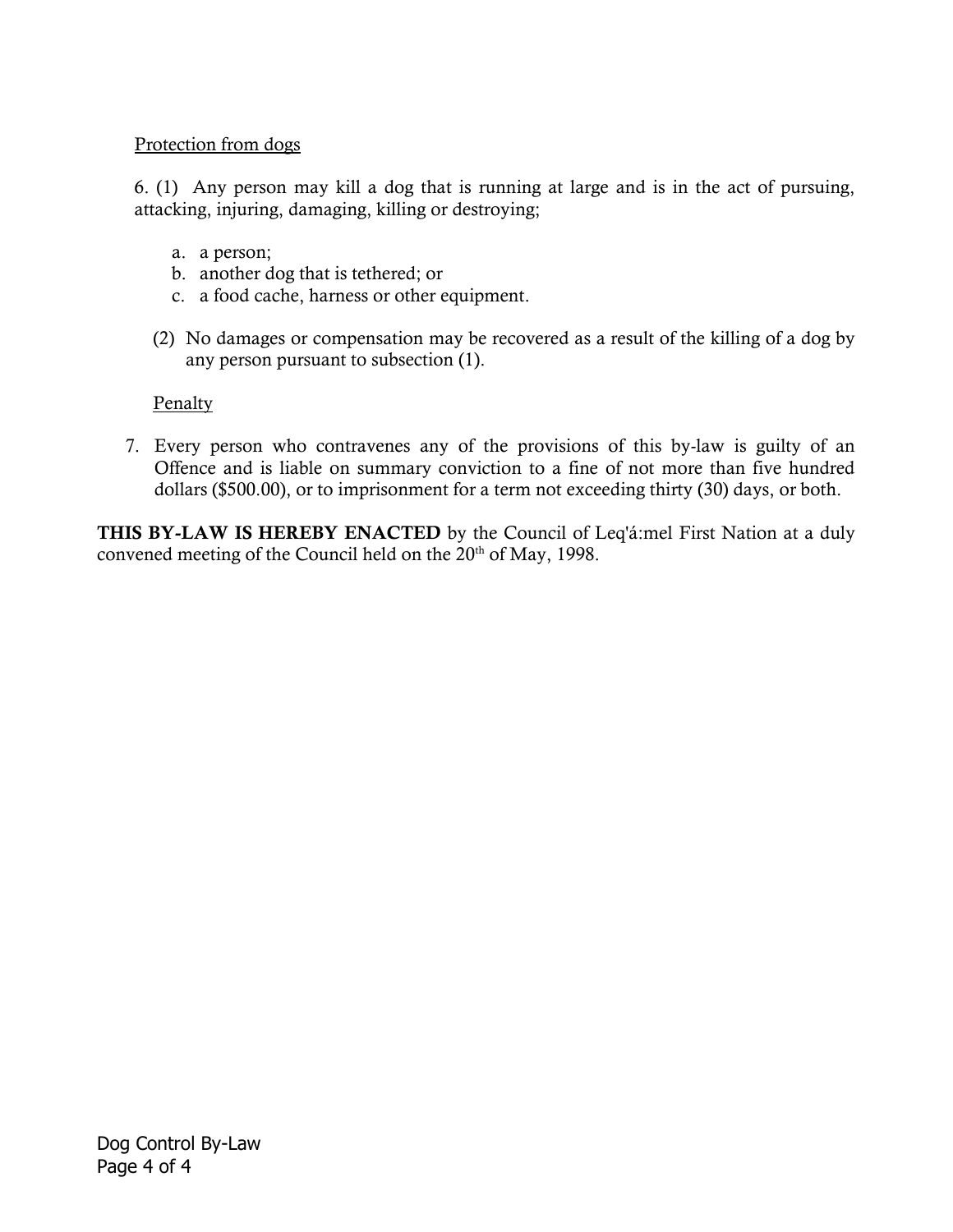Protection from dogs

6. (1) Any person may kill a dog that is running at large and is in the act of pursuing, attacking, injuring, damaging, killing or destroying;

   a. a person;
   b. another dog that is tethered; or
   c. a food cache, harness or other equipment.

   (2) No damages or compensation may be recovered as a result of the killing of a dog by any person pursuant to subsection (1).

Penalty

7. Every person who contravenes any of the provisions of this by-law is guilty of an Offence and is liable on summary conviction to a fine of not more than five hundred dollars ($500.00), or to imprisonment for a term not exceeding thirty (30) days, or both.

**THIS BY-LAW IS HEREBY ENACTED** by the Council of Leq'á:mel First Nation at a duly convened meeting of the Council held on the 20th of May, 1998.